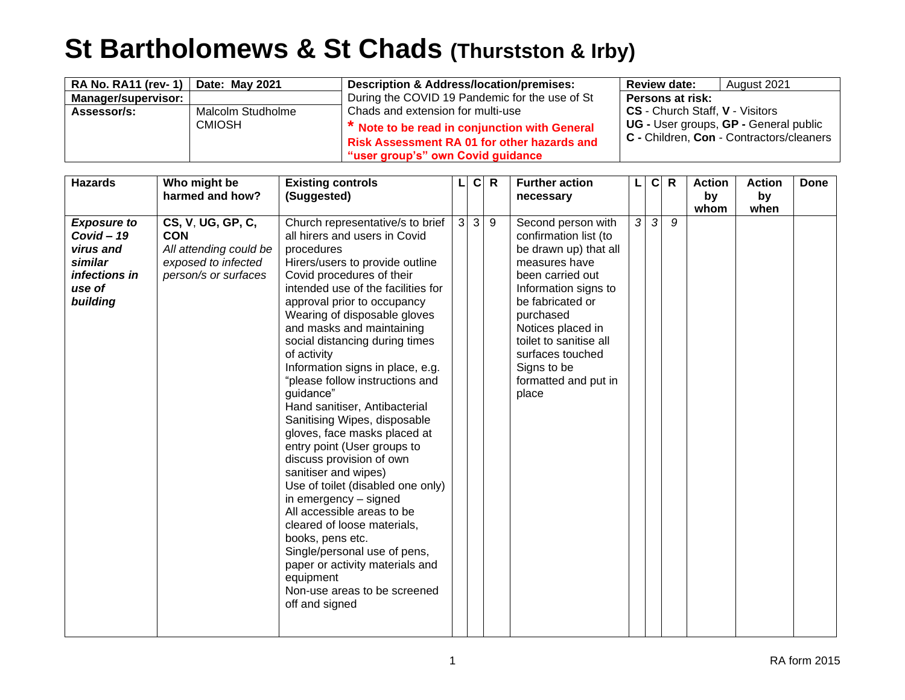# St Bartholomews & St Chads (Thurstston & Irby)

| **RA No. RA11 (rev- 1)** | **Date: May 2021** | **Description & Address/location/premises:** | **Review date:** | August 2021 |
|---|---|---|---|---|
| **Manager/supervisor:** | | During the COVID 19 Pandemic for the use of St Chads and extension for multi-use<br>**\* Note to be read in conjunction with General Risk Assessment RA 01 for other hazards and "user group's" own Covid guidance** | **Persons at risk:**<br>**CS** - Church Staff, **V** - Visitors<br>**UG -** User groups, **GP -** General public<br>**C -** Children, **Con** - Contractors/cleaners | |
| **Assessor/s:** | Malcolm Studholme CMIOSH | | | |

| Hazards | Who might be harmed and how? | Existing controls (Suggested) | L | C | R | Further action necessary | L | C | R | Action by whom | Action by when | Done |
|---|---|---|---|---|---|---|---|---|---|---|---|---|
| ***Exposure to Covid – 19 virus and similar infections in use of building*** | **CS**, **V**, **UG, GP, C, CON**<br>*All attending could be exposed to infected person/s or surfaces* | Church representative/s to brief all hirers and users in Covid procedures<br>Hirers/users to provide outline Covid procedures of their intended use of the facilities for approval prior to occupancy<br>Wearing of disposable gloves and masks and maintaining social distancing during times of activity<br>Information signs in place, e.g. "please follow instructions and guidance"<br>Hand sanitiser, Antibacterial Sanitising Wipes, disposable gloves, face masks placed at entry point (User groups to discuss provision of own sanitiser and wipes)<br>Use of toilet (disabled one only) in emergency – signed<br>All accessible areas to be cleared of loose materials, books, pens etc.<br>Single/personal use of pens, paper or activity materials and equipment<br>Non-use areas to be screened off and signed | 3 | 3 | 9 | Second person with confirmation list (to be drawn up) that all measures have been carried out<br>Information signs to be fabricated or purchased<br>Notices placed in toilet to sanitise all surfaces touched<br>Signs to be formatted and put in place | *3* | *3* | *9* | | | |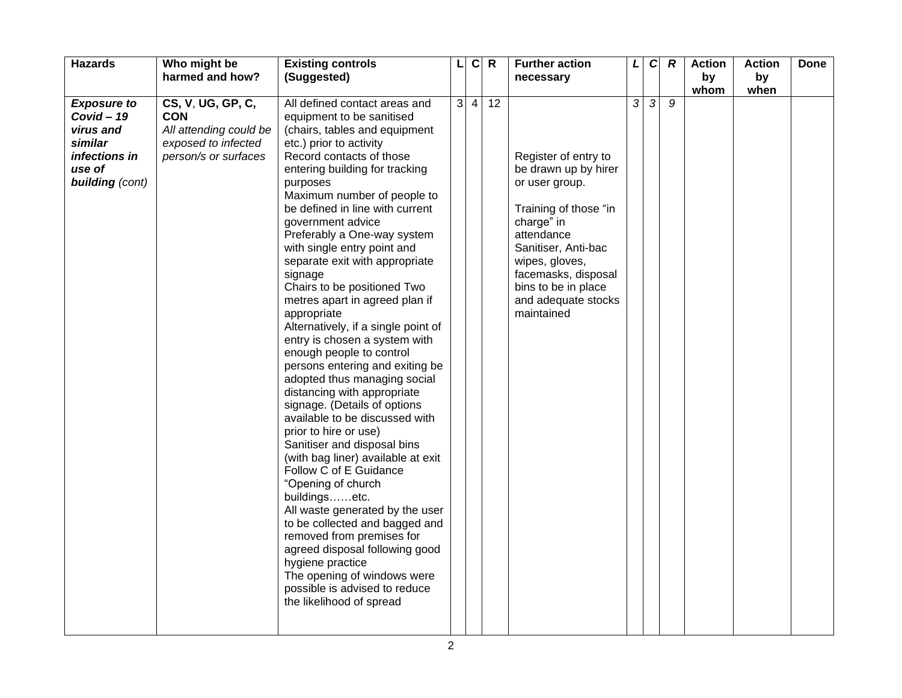| Hazards | Who might be harmed and how? | Existing controls (Suggested) | L | C | R | Further action necessary | *L* | *C* | *R* | Action by whom | Action by when | Done |
|---|---|---|---|---|---|---|---|---|---|---|---|---|
| ***Exposure to Covid – 19 virus and similar infections in use of building*** *(cont)* | **CS, V, UG, GP, C, CON** *All attending could be exposed to infected person/s or surfaces* | All defined contact areas and equipment to be sanitised (chairs, tables and equipment etc.) prior to activity<br>Record contacts of those entering building for tracking purposes<br>Maximum number of people to be defined in line with current government advice<br>Preferably a One-way system with single entry point and separate exit with appropriate signage<br>Chairs to be positioned Two metres apart in agreed plan if appropriate<br>Alternatively, if a single point of entry is chosen a system with enough people to control persons entering and exiting be adopted thus managing social distancing with appropriate signage. (Details of options available to be discussed with prior to hire or use)<br>Sanitiser and disposal bins (with bag liner) available at exit<br>Follow C of E Guidance "Opening of church buildings……etc.<br>All waste generated by the user to be collected and bagged and removed from premises for agreed disposal following good hygiene practice<br>The opening of windows were possible is advised to reduce the likelihood of spread | 3 | 4 | 12 | Register of entry to be drawn up by hirer or user group.<br><br>Training of those "in charge" in attendance<br>Sanitiser, Anti-bac wipes, gloves, facemasks, disposal bins to be in place and adequate stocks maintained | *3* | *3* | *9* | | | |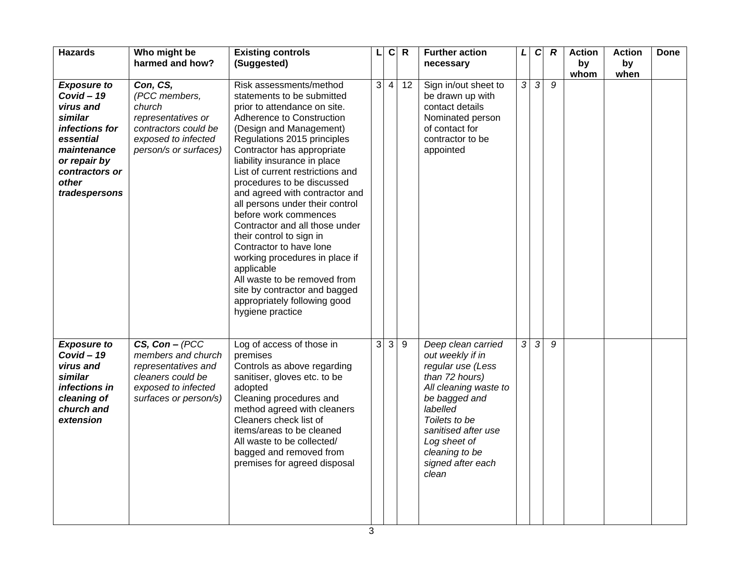| Hazards | Who might be harmed and how? | Existing controls (Suggested) | L | C | R | Further action necessary | *L* | *C* | *R* | Action by whom | Action by when | Done |
|---|---|---|---|---|---|---|---|---|---|---|---|---|
| ***Exposure to Covid – 19 virus and similar infections for essential maintenance or repair by contractors or other tradespersons*** | ***Con, CS,*** *(PCC members, church representatives or contractors could be exposed to infected person/s or surfaces)* | Risk assessments/method statements to be submitted prior to attendance on site.<br>Adherence to Construction (Design and Management) Regulations 2015 principles<br>Contractor has appropriate liability insurance in place<br>List of current restrictions and procedures to be discussed and agreed with contractor and all persons under their control before work commences<br>Contractor and all those under their control to sign in<br>Contractor to have lone working procedures in place if applicable<br>All waste to be removed from site by contractor and bagged appropriately following good hygiene practice | 3 | 4 | 12 | Sign in/out sheet to be drawn up with contact details<br>Nominated person of contact for contractor to be appointed | *3* | *3* | *9* | | | |
| ***Exposure to Covid – 19 virus and similar infections in cleaning of church and extension*** | ***CS, Con –*** *(PCC members and church representatives and cleaners could be exposed to infected surfaces or person/s)* | Log of access of those in premises<br>Controls as above regarding sanitiser, gloves etc. to be adopted<br>Cleaning procedures and method agreed with cleaners<br>Cleaners check list of items/areas to be cleaned<br>All waste to be collected/ bagged and removed from premises for agreed disposal | 3 | 3 | 9 | *Deep clean carried out weekly if in regular use (Less than 72 hours)*<br>*All cleaning waste to be bagged and labelled*<br>*Toilets to be sanitised after use*<br>*Log sheet of cleaning to be signed after each clean* | *3* | *3* | *9* | | | |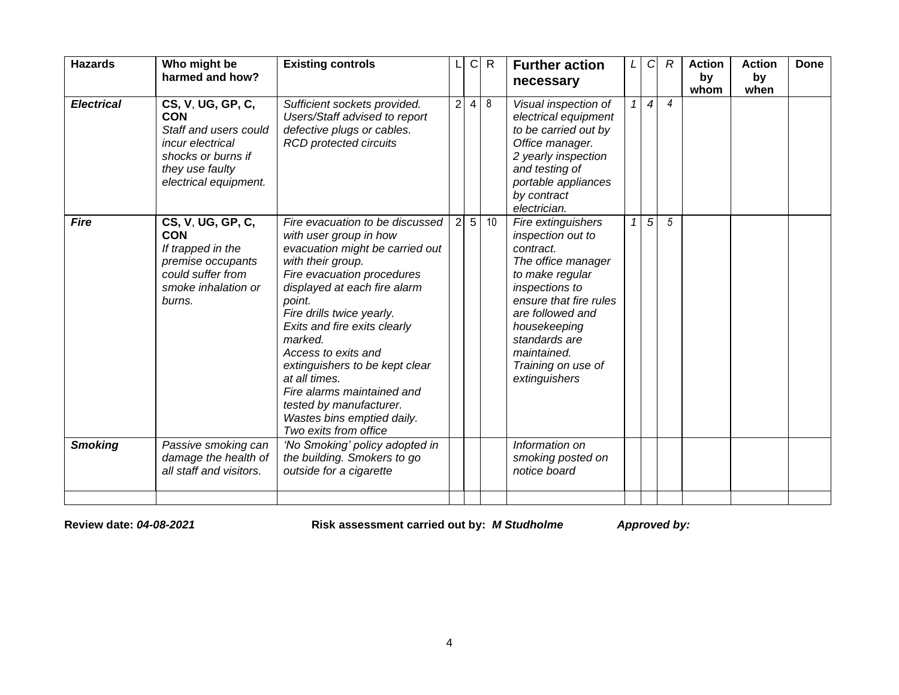| Hazards | Who might be harmed and how? | Existing controls | L | C | R | Further action necessary | *L* | *C* | *R* | Action by whom | Action by when | Done |
|---|---|---|---|---|---|---|---|---|---|---|---|---|
| ***Electrical*** | **CS, V, UG, GP, C, CON** *Staff and users could incur electrical shocks or burns if they use faulty electrical equipment.* | *Sufficient sockets provided. Users/Staff advised to report defective plugs or cables. RCD protected circuits* | 2 | 4 | 8 | *Visual inspection of electrical equipment to be carried out by Office manager. 2 yearly inspection and testing of portable appliances by contract electrician.* | *1* | *4* | *4* | | | |
| ***Fire*** | **CS, V, UG, GP, C, CON** *If trapped in the premise occupants could suffer from smoke inhalation or burns.* | *Fire evacuation to be discussed with user group in how evacuation might be carried out with their group. Fire evacuation procedures displayed at each fire alarm point. Fire drills twice yearly. Exits and fire exits clearly marked. Access to exits and extinguishers to be kept clear at all times. Fire alarms maintained and tested by manufacturer. Wastes bins emptied daily. Two exits from office* | 2 | 5 | 10 | *Fire extinguishers inspection out to contract. The office manager to make regular inspections to ensure that fire rules are followed and housekeeping standards are maintained. Training on use of extinguishers* | *1* | *5* | *5* | | | |
| ***Smoking*** | *Passive smoking can damage the health of all staff and visitors.* | *'No Smoking' policy adopted in the building. Smokers to go outside for a cigarette* | | | | *Information on smoking posted on notice board* | | | | | | |
| | | | | | | | | | | | | |

**Review date:** ***04-08-2021*** **Risk assessment carried out by:** ***M Studholme*** ***Approved by:***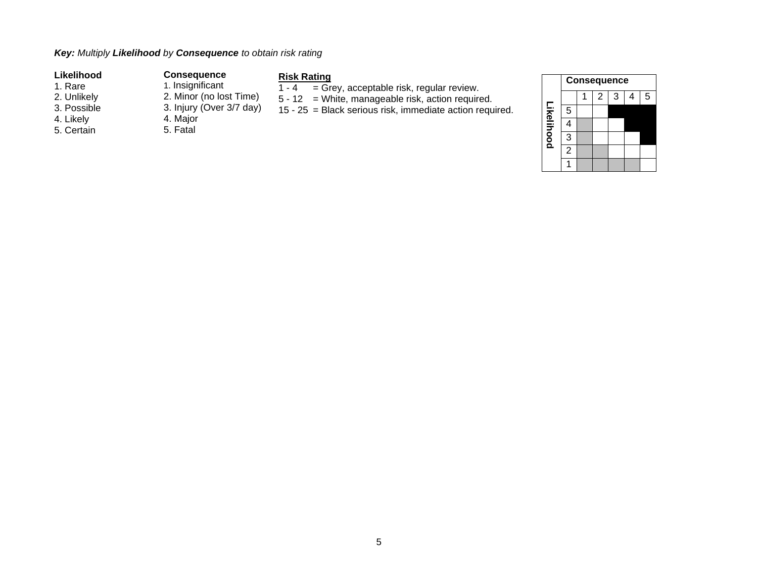***Key:*** *Multiply* ***Likelihood*** *by* ***Consequence*** *to obtain risk rating*

**Likelihood**
1. Rare
2. Unlikely
3. Possible
4. Likely
5. Certain

**Consequence**
1. Insignificant
2. Minor (no lost Time)
3. Injury (Over 3/7 day)
4. Major
5. Fatal

**Risk Rating**

1 - 4 = Grey, acceptable risk, regular review.
5 - 12 = White, manageable risk, action required.
15 - 25 = Black serious risk, immediate action required.

| Likelihood | Consequence | | | | |
| --- | --- | --- | --- | --- | --- |
| | 1 | 2 | 3 | 4 | 5 |
| 5 | | | | | |
| 4 | | | | | |
| 3 | | | | | |
| 2 | | | | | |
| 1 | | | | | |